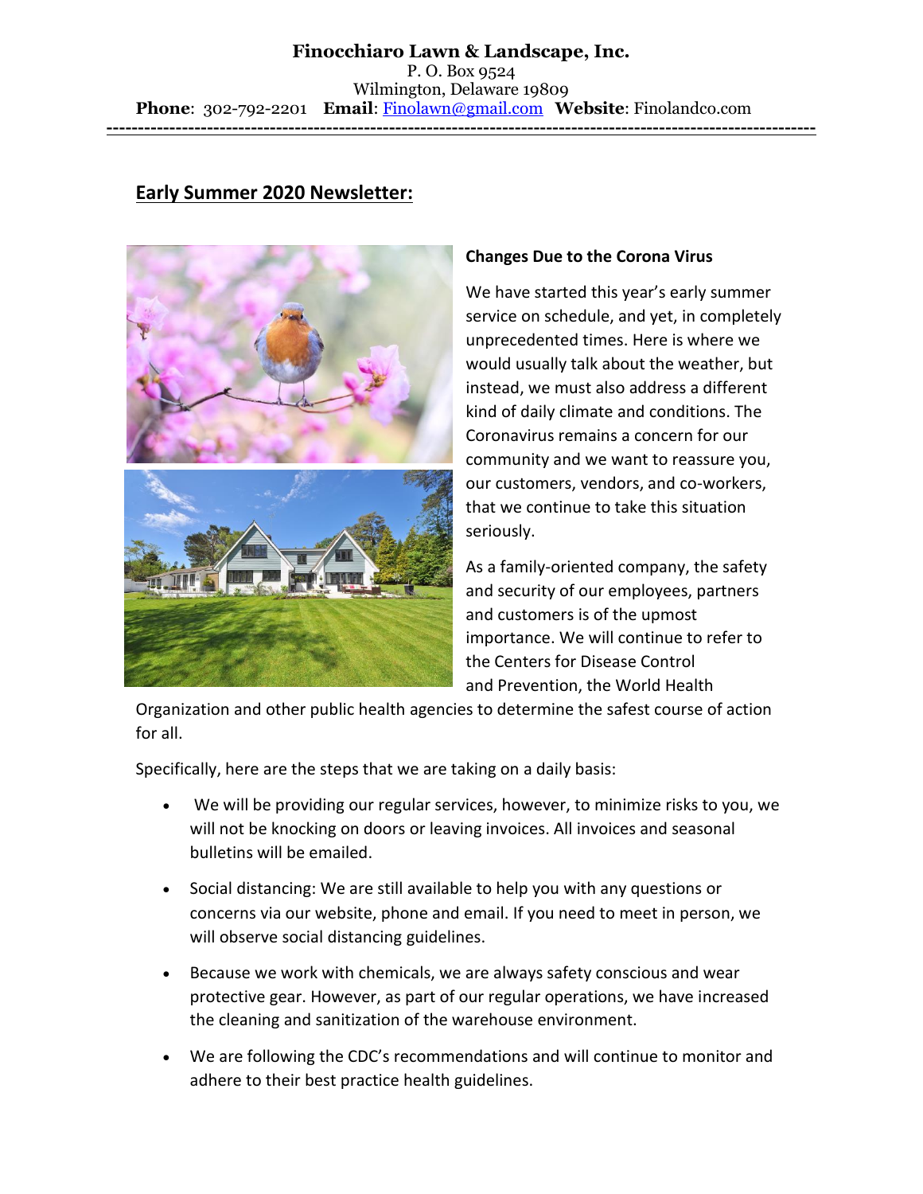**Finocchiaro Lawn & Landscape, Inc.**
P. O. Box 9524
Wilmington, Delaware 19809
**Phone**: 302-792-2201 **Email**: Finolawn@gmail.com **Website**: Finolandco.com

---

## Early Summer 2020 Newsletter:

**Changes Due to the Corona Virus**

We have started this year's early summer service on schedule, and yet, in completely unprecedented times. Here is where we would usually talk about the weather, but instead, we must also address a different kind of daily climate and conditions. The Coronavirus remains a concern for our community and we want to reassure you, our customers, vendors, and co-workers, that we continue to take this situation seriously.

As a family-oriented company, the safety and security of our employees, partners and customers is of the upmost importance. We will continue to refer to the Centers for Disease Control and Prevention, the World Health Organization and other public health agencies to determine the safest course of action for all.

Specifically, here are the steps that we are taking on a daily basis:

- We will be providing our regular services, however, to minimize risks to you, we will not be knocking on doors or leaving invoices. All invoices and seasonal bulletins will be emailed.
- Social distancing: We are still available to help you with any questions or concerns via our website, phone and email. If you need to meet in person, we will observe social distancing guidelines.
- Because we work with chemicals, we are always safety conscious and wear protective gear. However, as part of our regular operations, we have increased the cleaning and sanitization of the warehouse environment.
- We are following the CDC's recommendations and will continue to monitor and adhere to their best practice health guidelines.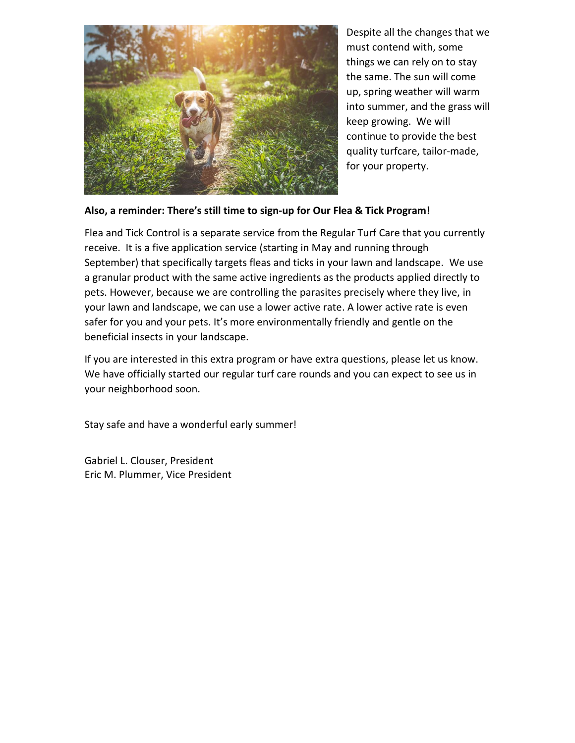Despite all the changes that we must contend with, some things we can rely on to stay the same. The sun will come up, spring weather will warm into summer, and the grass will keep growing. We will continue to provide the best quality turfcare, tailor-made, for your property.

**Also, a reminder: There's still time to sign-up for Our Flea & Tick Program!**

Flea and Tick Control is a separate service from the Regular Turf Care that you currently receive. It is a five application service (starting in May and running through September) that specifically targets fleas and ticks in your lawn and landscape. We use a granular product with the same active ingredients as the products applied directly to pets. However, because we are controlling the parasites precisely where they live, in your lawn and landscape, we can use a lower active rate. A lower active rate is even safer for you and your pets. It's more environmentally friendly and gentle on the beneficial insects in your landscape.

If you are interested in this extra program or have extra questions, please let us know. We have officially started our regular turf care rounds and you can expect to see us in your neighborhood soon.

Stay safe and have a wonderful early summer!

Gabriel L. Clouser, President
Eric M. Plummer, Vice President